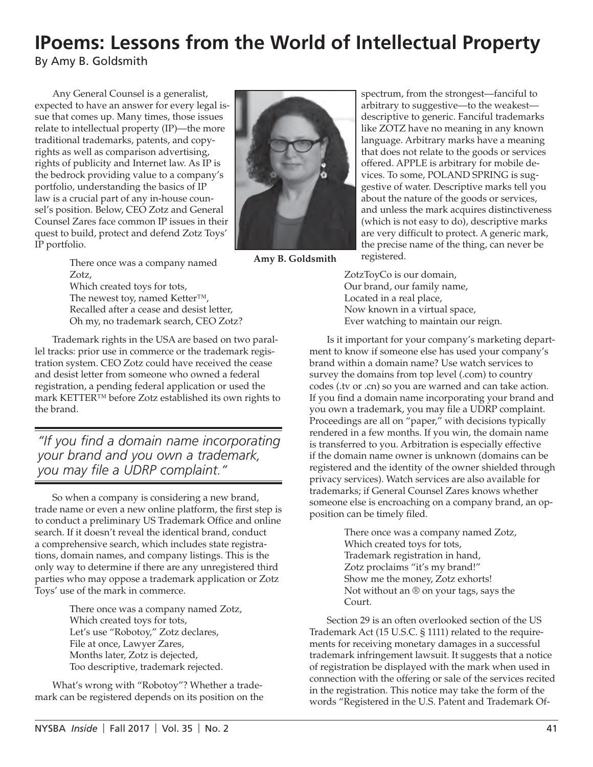# IPoems: Lessons from the World of Intellectual Property

By Amy B. Goldsmith

Any General Counsel is a generalist, expected to have an answer for every legal issue that comes up. Many times, those issues relate to intellectual property (IP)—the more traditional trademarks, patents, and copyrights as well as comparison advertising, rights of publicity and Internet law. As IP is the bedrock providing value to a company's portfolio, understanding the basics of IP law is a crucial part of any in-house counsel's position. Below, CEO Zotz and General Counsel Zares face common IP issues in their quest to build, protect and defend Zotz Toys' IP portfolio.

> There once was a company named Zotz,
> Which created toys for tots,
> The newest toy, named Ketter™,
> Recalled after a cease and desist letter,
> Oh my, no trademark search, CEO Zotz?

Trademark rights in the USA are based on two parallel tracks: prior use in commerce or the trademark registration system. CEO Zotz could have received the cease and desist letter from someone who owned a federal registration, a pending federal application or used the mark KETTER™ before Zotz established its own rights to the brand.

*"If you find a domain name incorporating your brand and you own a trademark, you may file a UDRP complaint."*

So when a company is considering a new brand, trade name or even a new online platform, the first step is to conduct a preliminary US Trademark Office and online search. If it doesn't reveal the identical brand, conduct a comprehensive search, which includes state registrations, domain names, and company listings. This is the only way to determine if there are any unregistered third parties who may oppose a trademark application or Zotz Toys' use of the mark in commerce.

> There once was a company named Zotz,
> Which created toys for tots,
> Let's use "Robotoy," Zotz declares,
> File at once, Lawyer Zares,
> Months later, Zotz is dejected,
> Too descriptive, trademark rejected.

What's wrong with "Robotoy"? Whether a trademark can be registered depends on its position on the spectrum, from the strongest—fanciful to arbitrary to suggestive—to the weakest—descriptive to generic. Fanciful trademarks like ZOTZ have no meaning in any known language. Arbitrary marks have a meaning that does not relate to the goods or services offered. APPLE is arbitrary for mobile devices. To some, POLAND SPRING is suggestive of water. Descriptive marks tell you about the nature of the goods or services, and unless the mark acquires distinctiveness (which is not easy to do), descriptive marks are very difficult to protect. A generic mark, the precise name of the thing, can never be registered.

> ZotzToyCo is our domain,
> Our brand, our family name,
> Located in a real place,
> Now known in a virtual space,
> Ever watching to maintain our reign.

Is it important for your company's marketing department to know if someone else has used your company's brand within a domain name? Use watch services to survey the domains from top level (.com) to country codes (.tv or .cn) so you are warned and can take action. If you find a domain name incorporating your brand and you own a trademark, you may file a UDRP complaint. Proceedings are all on "paper," with decisions typically rendered in a few months. If you win, the domain name is transferred to you. Arbitration is especially effective if the domain name owner is unknown (domains can be registered and the identity of the owner shielded through privacy services). Watch services are also available for trademarks; if General Counsel Zares knows whether someone else is encroaching on a company brand, an opposition can be timely filed.

> There once was a company named Zotz,
> Which created toys for tots,
> Trademark registration in hand,
> Zotz proclaims "it's my brand!"
> Show me the money, Zotz exhorts!
> Not without an ® on your tags, says the Court.

Section 29 is an often overlooked section of the US Trademark Act (15 U.S.C. § 1111) related to the requirements for receiving monetary damages in a successful trademark infringement lawsuit. It suggests that a notice of registration be displayed with the mark when used in connection with the offering or sale of the services recited in the registration. This notice may take the form of the words "Registered in the U.S. Patent and Trademark Of-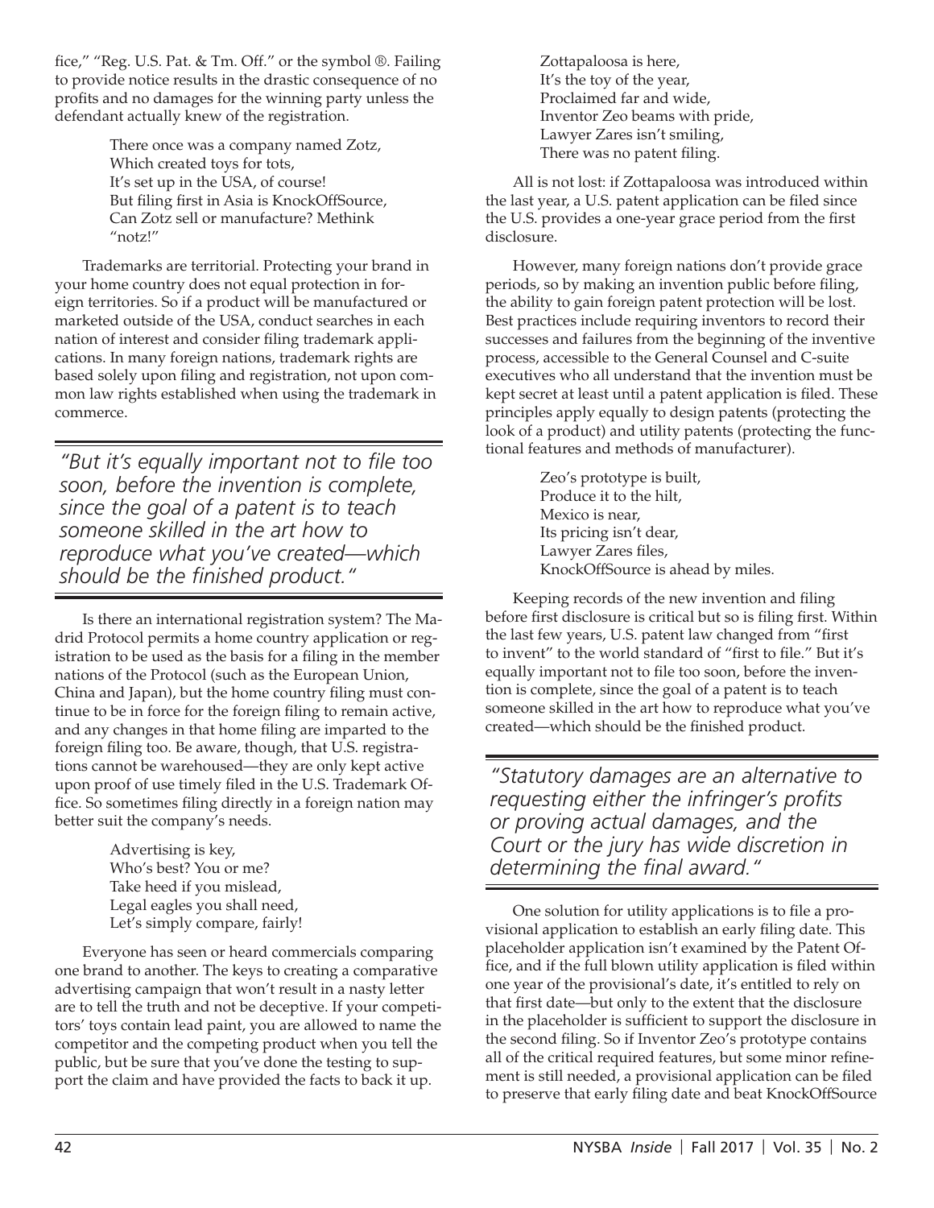fice," "Reg. U.S. Pat. & Tm. Off." or the symbol ®. Failing to provide notice results in the drastic consequence of no profits and no damages for the winning party unless the defendant actually knew of the registration.

> There once was a company named Zotz,
> Which created toys for tots,
> It's set up in the USA, of course!
> But filing first in Asia is KnockOffSource,
> Can Zotz sell or manufacture? Methink "notz!"

Trademarks are territorial. Protecting your brand in your home country does not equal protection in foreign territories. So if a product will be manufactured or marketed outside of the USA, conduct searches in each nation of interest and consider filing trademark applications. In many foreign nations, trademark rights are based solely upon filing and registration, not upon common law rights established when using the trademark in commerce.

> *"But it's equally important not to file too soon, before the invention is complete, since the goal of a patent is to teach someone skilled in the art how to reproduce what you've created—which should be the finished product."*

Is there an international registration system? The Madrid Protocol permits a home country application or registration to be used as the basis for a filing in the member nations of the Protocol (such as the European Union, China and Japan), but the home country filing must continue to be in force for the foreign filing to remain active, and any changes in that home filing are imparted to the foreign filing too. Be aware, though, that U.S. registrations cannot be warehoused—they are only kept active upon proof of use timely filed in the U.S. Trademark Office. So sometimes filing directly in a foreign nation may better suit the company's needs.

> Advertising is key,
> Who's best? You or me?
> Take heed if you mislead,
> Legal eagles you shall need,
> Let's simply compare, fairly!

Everyone has seen or heard commercials comparing one brand to another. The keys to creating a comparative advertising campaign that won't result in a nasty letter are to tell the truth and not be deceptive. If your competitors' toys contain lead paint, you are allowed to name the competitor and the competing product when you tell the public, but be sure that you've done the testing to support the claim and have provided the facts to back it up.

> Zottapaloosa is here,
> It's the toy of the year,
> Proclaimed far and wide,
> Inventor Zeo beams with pride,
> Lawyer Zares isn't smiling,
> There was no patent filing.

All is not lost: if Zottapaloosa was introduced within the last year, a U.S. patent application can be filed since the U.S. provides a one-year grace period from the first disclosure.

However, many foreign nations don't provide grace periods, so by making an invention public before filing, the ability to gain foreign patent protection will be lost. Best practices include requiring inventors to record their successes and failures from the beginning of the inventive process, accessible to the General Counsel and C-suite executives who all understand that the invention must be kept secret at least until a patent application is filed. These principles apply equally to design patents (protecting the look of a product) and utility patents (protecting the functional features and methods of manufacturer).

> Zeo's prototype is built,
> Produce it to the hilt,
> Mexico is near,
> Its pricing isn't dear,
> Lawyer Zares files,
> KnockOffSource is ahead by miles.

Keeping records of the new invention and filing before first disclosure is critical but so is filing first. Within the last few years, U.S. patent law changed from "first to invent" to the world standard of "first to file." But it's equally important not to file too soon, before the invention is complete, since the goal of a patent is to teach someone skilled in the art how to reproduce what you've created—which should be the finished product.

> *"Statutory damages are an alternative to requesting either the infringer's profits or proving actual damages, and the Court or the jury has wide discretion in determining the final award."*

One solution for utility applications is to file a provisional application to establish an early filing date. This placeholder application isn't examined by the Patent Office, and if the full blown utility application is filed within one year of the provisional's date, it's entitled to rely on that first date—but only to the extent that the disclosure in the placeholder is sufficient to support the disclosure in the second filing. So if Inventor Zeo's prototype contains all of the critical required features, but some minor refinement is still needed, a provisional application can be filed to preserve that early filing date and beat KnockOffSource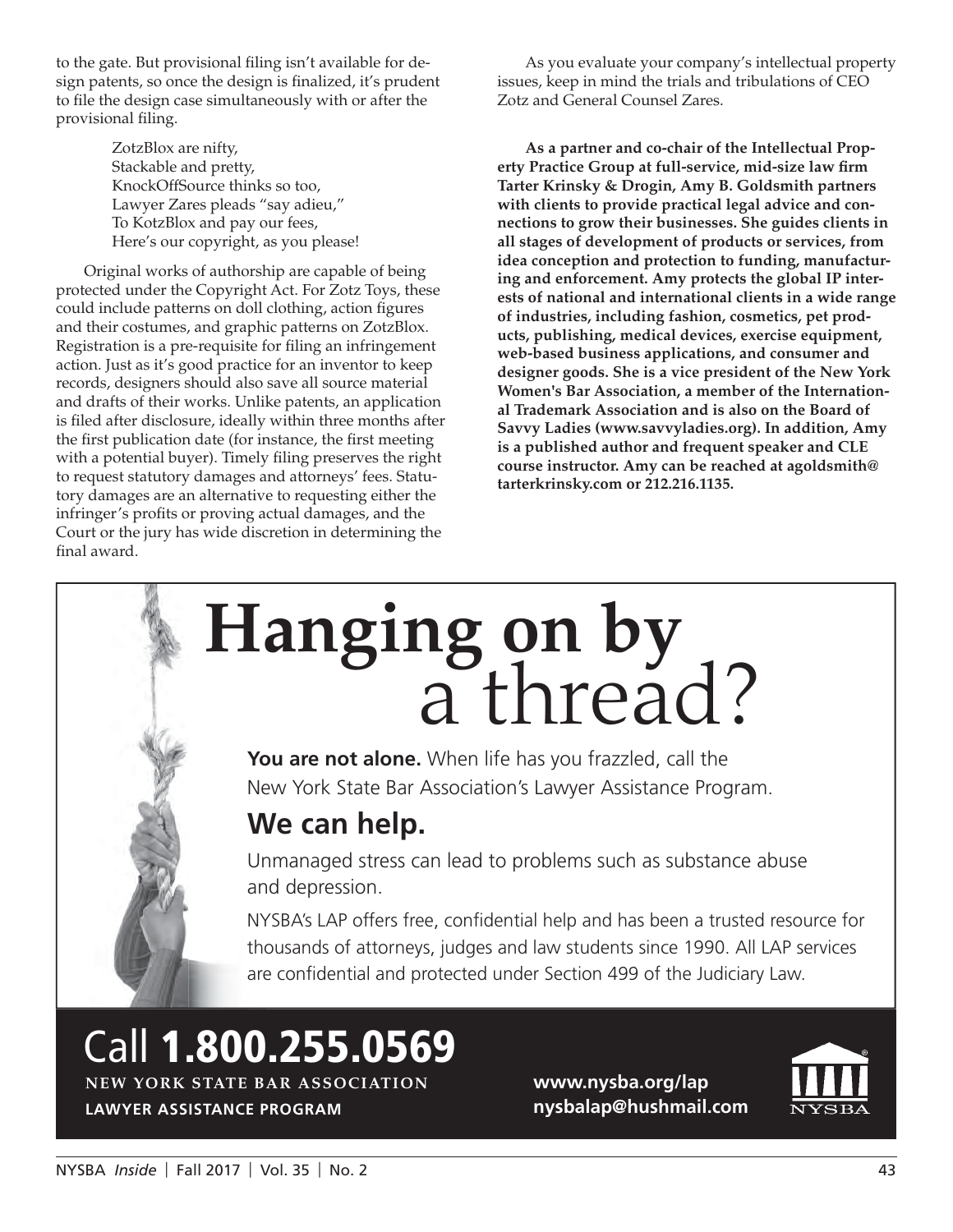to the gate. But provisional filing isn't available for design patents, so once the design is finalized, it's prudent to file the design case simultaneously with or after the provisional filing.

> ZotzBlox are nifty,
> Stackable and pretty,
> KnockOffSource thinks so too,
> Lawyer Zares pleads "say adieu,"
> To KotzBlox and pay our fees,
> Here's our copyright, as you please!

Original works of authorship are capable of being protected under the Copyright Act. For Zotz Toys, these could include patterns on doll clothing, action figures and their costumes, and graphic patterns on ZotzBlox. Registration is a pre-requisite for filing an infringement action. Just as it's good practice for an inventor to keep records, designers should also save all source material and drafts of their works. Unlike patents, an application is filed after disclosure, ideally within three months after the first publication date (for instance, the first meeting with a potential buyer). Timely filing preserves the right to request statutory damages and attorneys' fees. Statutory damages are an alternative to requesting either the infringer's profits or proving actual damages, and the Court or the jury has wide discretion in determining the final award.

As you evaluate your company's intellectual property issues, keep in mind the trials and tribulations of CEO Zotz and General Counsel Zares.

**As a partner and co-chair of the Intellectual Property Practice Group at full-service, mid-size law firm Tarter Krinsky & Drogin, Amy B. Goldsmith partners with clients to provide practical legal advice and connections to grow their businesses. She guides clients in all stages of development of products or services, from idea conception and protection to funding, manufacturing and enforcement. Amy protects the global IP interests of national and international clients in a wide range of industries, including fashion, cosmetics, pet products, publishing, medical devices, exercise equipment, web-based business applications, and consumer and designer goods. She is a vice president of the New York Women's Bar Association, a member of the International Trademark Association and is also on the Board of Savvy Ladies (www.savvyladies.org). In addition, Amy is a published author and frequent speaker and CLE course instructor. Amy can be reached at agoldsmith@tarterkrinsky.com or 212.216.1135.**

# Hanging on by a thread?

**You are not alone.** When life has you frazzled, call the New York State Bar Association's Lawyer Assistance Program.

## We can help.

Unmanaged stress can lead to problems such as substance abuse and depression.

NYSBA's LAP offers free, confidential help and has been a trusted resource for thousands of attorneys, judges and law students since 1990. All LAP services are confidential and protected under Section 499 of the Judiciary Law.

## Call **1.800.255.0569**

**NEW YORK STATE BAR ASSOCIATION**
**LAWYER ASSISTANCE PROGRAM**

**www.nysba.org/lap**
**nysbalap@hushmail.com**

NYSBA